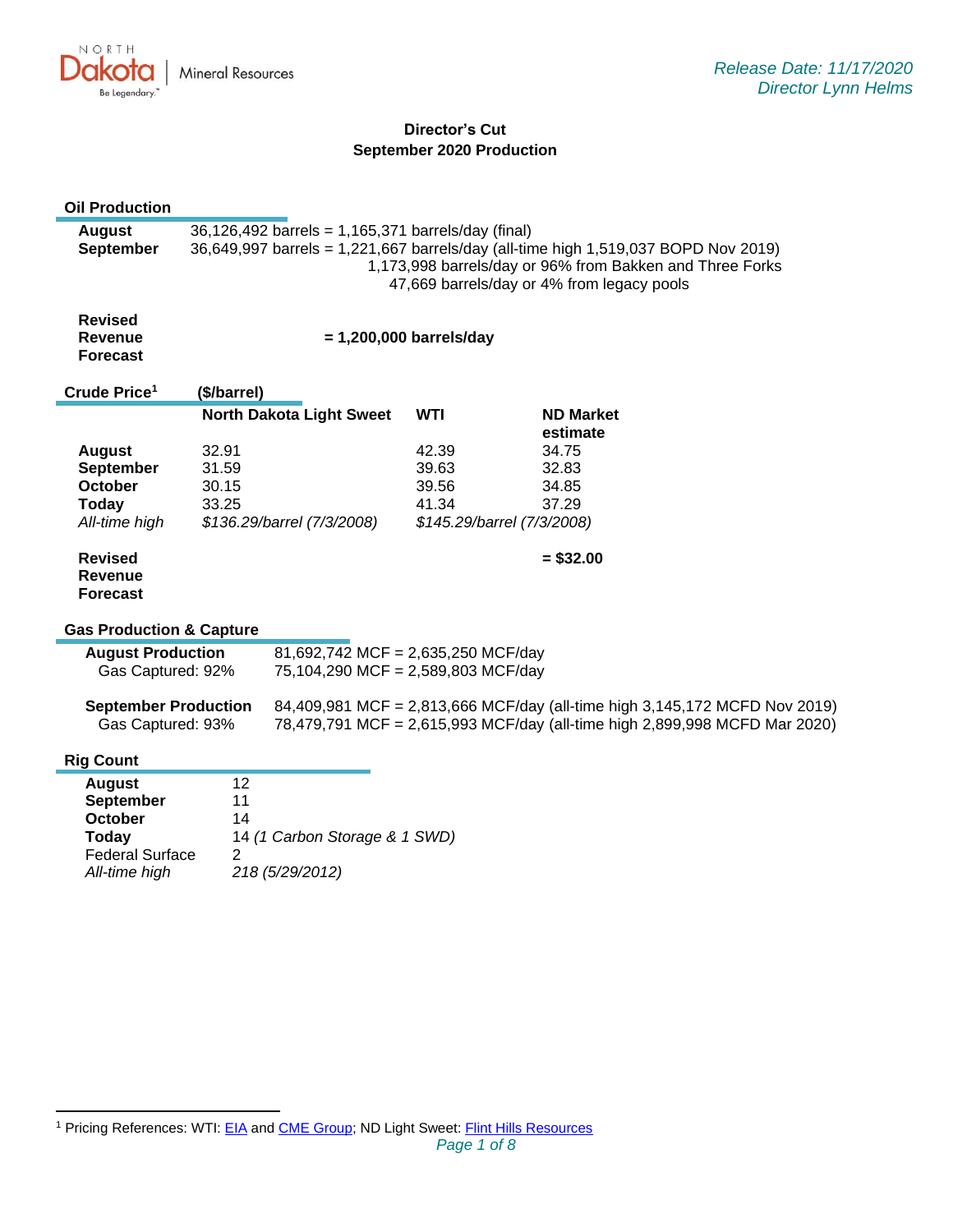Release Date: 11/17/2020
Director Lynn Helms

# Director's Cut
## September 2020 Production

### Oil Production

| | |
|---|---|
| **August** | 36,126,492 barrels = 1,165,371 barrels/day (final) |
| **September** | 36,649,997 barrels = 1,221,667 barrels/day (all-time high 1,519,037 BOPD Nov 2019) |
| | 1,173,998 barrels/day or 96% from Bakken and Three Forks |
| | 47,669 barrels/day or 4% from legacy pools |

**Revised Revenue Forecast** **= 1,200,000 barrels/day**

### Crude Price[1] ($/barrel)

| | North Dakota Light Sweet | WTI | ND Market estimate |
|---|---|---|---|
| **August** | 32.91 | 42.39 | 34.75 |
| **September** | 31.59 | 39.63 | 32.83 |
| **October** | 30.15 | 39.56 | 34.85 |
| **Today** | 33.25 | 41.34 | 37.29 |
| *All-time high* | *$136.29/barrel (7/3/2008)* | *$145.29/barrel (7/3/2008)* | |

**Revised Revenue Forecast** **= $32.00**

### Gas Production & Capture

| | |
|---|---|
| **August Production** | 81,692,742 MCF = 2,635,250 MCF/day |
| Gas Captured: 92% | 75,104,290 MCF = 2,589,803 MCF/day |
| **September Production** | 84,409,981 MCF = 2,813,666 MCF/day (all-time high 3,145,172 MCFD Nov 2019) |
| Gas Captured: 93% | 78,479,791 MCF = 2,615,993 MCF/day (all-time high 2,899,998 MCFD Mar 2020) |

### Rig Count

| | |
|---|---|
| **August** | 12 |
| **September** | 11 |
| **October** | 14 |
| **Today** | 14 *(1 Carbon Storage & 1 SWD)* |
| Federal Surface | 2 |
| *All-time high* | *218 (5/29/2012)* |

[1] Pricing References: WTI: EIA and CME Group; ND Light Sweet: Flint Hills Resources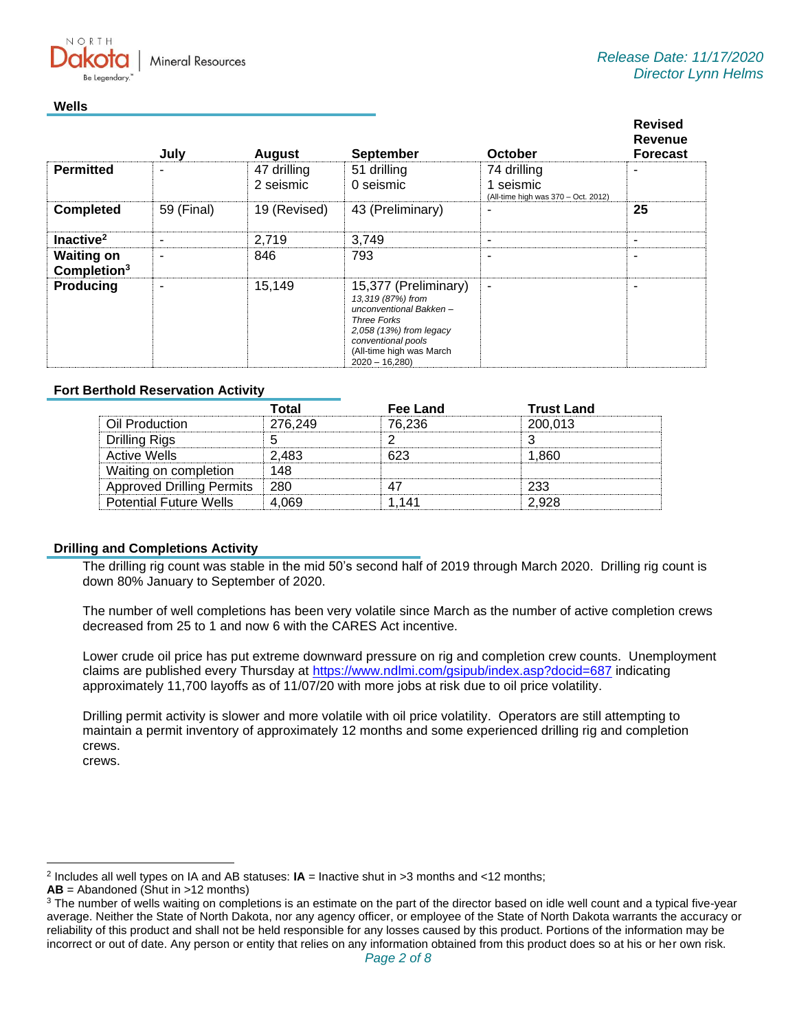Release Date: 11/17/2020
Director Lynn Helms

## Wells

| | July | August | September | October | Revised Revenue Forecast |
|---|---|---|---|---|---|
| **Permitted** | - | 47 drilling<br>2 seismic | 51 drilling<br>0 seismic | 74 drilling<br>1 seismic<br>(All-time high was 370 – Oct. 2012) | - |
| **Completed** | 59 (Final) | 19 (Revised) | 43 (Preliminary) | - | **25** |
| **Inactive**[2] | - | 2,719 | 3,749 | - | - |
| **Waiting on Completion**[3] | - | 846 | 793 | - | - |
| **Producing** | - | 15,149 | 15,377 (Preliminary)<br>*13,319 (87%) from unconventional Bakken – Three Forks*<br>*2,058 (13%) from legacy conventional pools*<br>(All-time high was March 2020 – 16,280) | - | - |

## Fort Berthold Reservation Activity

| | Total | Fee Land | Trust Land |
|---|---|---|---|
| Oil Production | 276,249 | 76,236 | 200,013 |
| Drilling Rigs | 5 | 2 | 3 |
| Active Wells | 2,483 | 623 | 1,860 |
| Waiting on completion | 148 | | |
| Approved Drilling Permits | 280 | 47 | 233 |
| Potential Future Wells | 4,069 | 1,141 | 2,928 |

## Drilling and Completions Activity

The drilling rig count was stable in the mid 50's second half of 2019 through March 2020. Drilling rig count is down 80% January to September of 2020.

The number of well completions has been very volatile since March as the number of active completion crews decreased from 25 to 1 and now 6 with the CARES Act incentive.

Lower crude oil price has put extreme downward pressure on rig and completion crew counts. Unemployment claims are published every Thursday at https://www.ndlmi.com/gsipub/index.asp?docid=687 indicating approximately 11,700 layoffs as of 11/07/20 with more jobs at risk due to oil price volatility.

Drilling permit activity is slower and more volatile with oil price volatility. Operators are still attempting to maintain a permit inventory of approximately 12 months and some experienced drilling rig and completion crews.
crews.

---

[2] Includes all well types on IA and AB statuses: **IA** = Inactive shut in >3 months and <12 months;
**AB** = Abandoned (Shut in >12 months)

[3] The number of wells waiting on completions is an estimate on the part of the director based on idle well count and a typical five-year average. Neither the State of North Dakota, nor any agency officer, or employee of the State of North Dakota warrants the accuracy or reliability of this product and shall not be held responsible for any losses caused by this product. Portions of the information may be incorrect or out of date. Any person or entity that relies on any information obtained from this product does so at his or her own risk.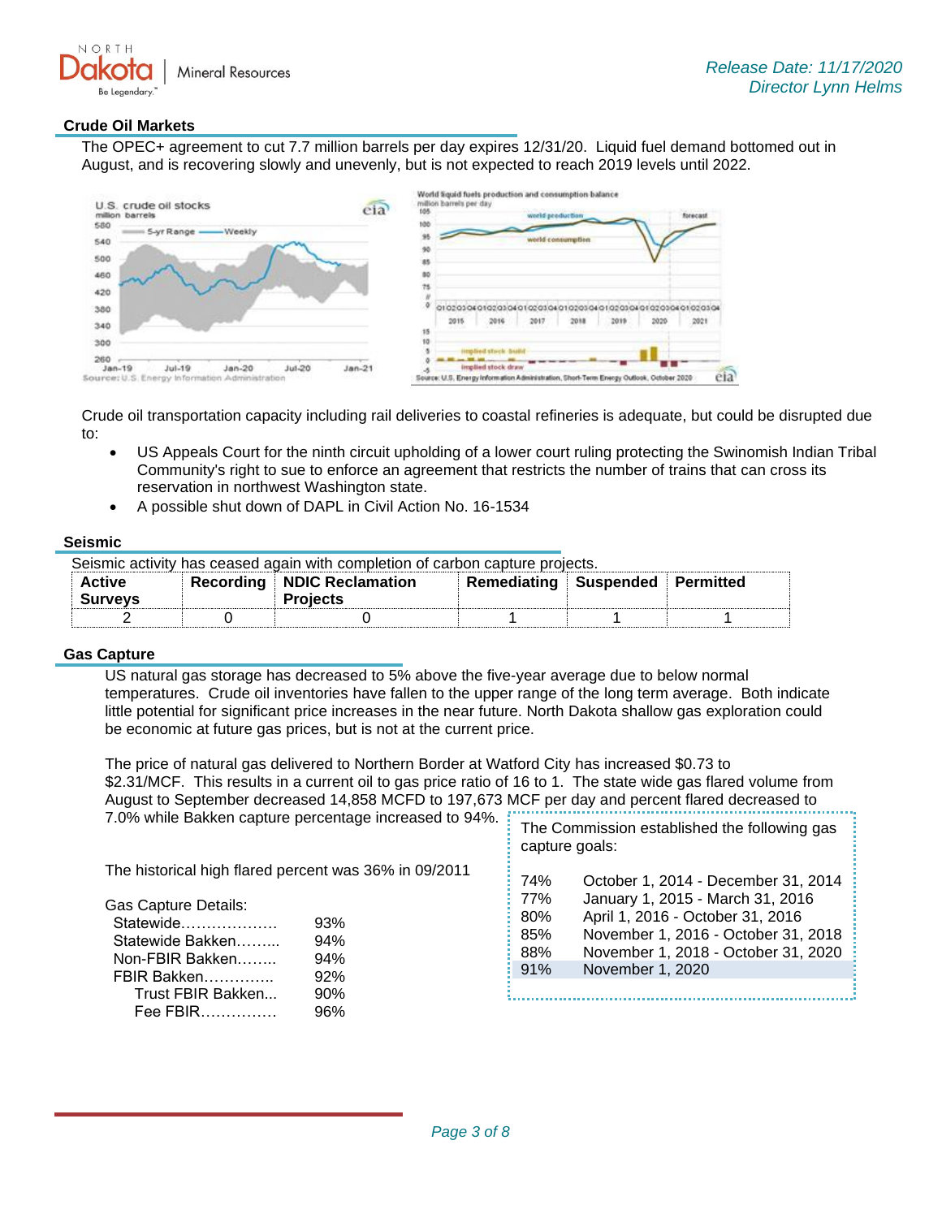## Crude Oil Markets

The OPEC+ agreement to cut 7.7 million barrels per day expires 12/31/20. Liquid fuel demand bottomed out in August, and is recovering slowly and unevenly, but is not expected to reach 2019 levels until 2022.

Crude oil transportation capacity including rail deliveries to coastal refineries is adequate, but could be disrupted due to:

- US Appeals Court for the ninth circuit upholding of a lower court ruling protecting the Swinomish Indian Tribal Community's right to sue to enforce an agreement that restricts the number of trains that can cross its reservation in northwest Washington state.
- A possible shut down of DAPL in Civil Action No. 16-1534

## Seismic

Seismic activity has ceased again with completion of carbon capture projects.

| Active Surveys | Recording | NDIC Reclamation Projects | Remediating | Suspended | Permitted |
|---|---|---|---|---|---|
| 2 | 0 | 0 | 1 | 1 | 1 |

## Gas Capture

US natural gas storage has decreased to 5% above the five-year average due to below normal temperatures. Crude oil inventories have fallen to the upper range of the long term average. Both indicate little potential for significant price increases in the near future. North Dakota shallow gas exploration could be economic at future gas prices, but is not at the current price.

The price of natural gas delivered to Northern Border at Watford City has increased $0.73 to $2.31/MCF. This results in a current oil to gas price ratio of 16 to 1. The state wide gas flared volume from August to September decreased 14,858 MCFD to 197,673 MCF per day and percent flared decreased to 7.0% while Bakken capture percentage increased to 94%.

The historical high flared percent was 36% in 09/2011

Gas Capture Details:

| | |
|---|---|
| Statewide | 93% |
| Statewide Bakken | 94% |
| Non-FBIR Bakken | 94% |
| FBIR Bakken | 92% |
| Trust FBIR Bakken | 90% |
| Fee FBIR | 96% |

The Commission established the following gas capture goals:

| | |
|---|---|
| 74% | October 1, 2014 - December 31, 2014 |
| 77% | January 1, 2015 - March 31, 2016 |
| 80% | April 1, 2016 - October 31, 2016 |
| 85% | November 1, 2016 - October 31, 2018 |
| 88% | November 1, 2018 - October 31, 2020 |
| 91% | November 1, 2020 |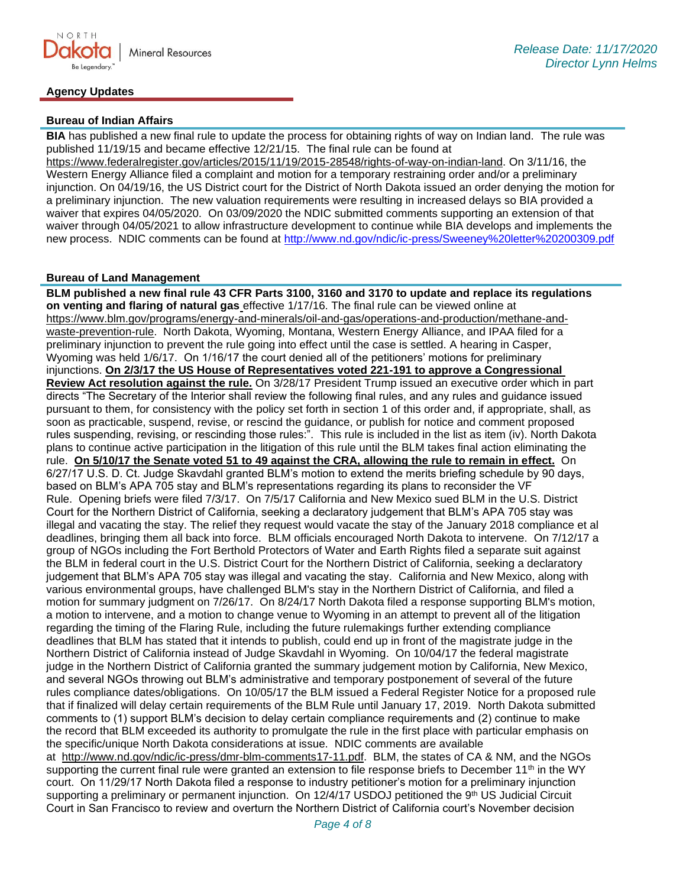Release Date: 11/17/2020
Director Lynn Helms

## Agency Updates

### Bureau of Indian Affairs

**BIA** has published a new final rule to update the process for obtaining rights of way on Indian land. The rule was published 11/19/15 and became effective 12/21/15. The final rule can be found at https://www.federalregister.gov/articles/2015/11/19/2015-28548/rights-of-way-on-indian-land. On 3/11/16, the Western Energy Alliance filed a complaint and motion for a temporary restraining order and/or a preliminary injunction. On 04/19/16, the US District court for the District of North Dakota issued an order denying the motion for a preliminary injunction. The new valuation requirements were resulting in increased delays so BIA provided a waiver that expires 04/05/2020. On 03/09/2020 the NDIC submitted comments supporting an extension of that waiver through 04/05/2021 to allow infrastructure development to continue while BIA develops and implements the new process. NDIC comments can be found at http://www.nd.gov/ndic/ic-press/Sweeney%20letter%20200309.pdf

### Bureau of Land Management

**BLM published a new final rule 43 CFR Parts 3100, 3160 and 3170 to update and replace its regulations on venting and flaring of natural gas** effective 1/17/16. The final rule can be viewed online at https://www.blm.gov/programs/energy-and-minerals/oil-and-gas/operations-and-production/methane-and-waste-prevention-rule. North Dakota, Wyoming, Montana, Western Energy Alliance, and IPAA filed for a preliminary injunction to prevent the rule going into effect until the case is settled. A hearing in Casper, Wyoming was held 1/6/17. On 1/16/17 the court denied all of the petitioners' motions for preliminary injunctions. **On 2/3/17 the US House of Representatives voted 221-191 to approve a Congressional Review Act resolution against the rule.** On 3/28/17 President Trump issued an executive order which in part directs "The Secretary of the Interior shall review the following final rules, and any rules and guidance issued pursuant to them, for consistency with the policy set forth in section 1 of this order and, if appropriate, shall, as soon as practicable, suspend, revise, or rescind the guidance, or publish for notice and comment proposed rules suspending, revising, or rescinding those rules:". This rule is included in the list as item (iv). North Dakota plans to continue active participation in the litigation of this rule until the BLM takes final action eliminating the rule. **On 5/10/17 the Senate voted 51 to 49 against the CRA, allowing the rule to remain in effect.** On 6/27/17 U.S. D. Ct. Judge Skavdahl granted BLM's motion to extend the merits briefing schedule by 90 days, based on BLM's APA 705 stay and BLM's representations regarding its plans to reconsider the VF Rule. Opening briefs were filed 7/3/17. On 7/5/17 California and New Mexico sued BLM in the U.S. District Court for the Northern District of California, seeking a declaratory judgement that BLM's APA 705 stay was illegal and vacating the stay. The relief they request would vacate the stay of the January 2018 compliance et al deadlines, bringing them all back into force. BLM officials encouraged North Dakota to intervene. On 7/12/17 a group of NGOs including the Fort Berthold Protectors of Water and Earth Rights filed a separate suit against the BLM in federal court in the U.S. District Court for the Northern District of California, seeking a declaratory judgement that BLM's APA 705 stay was illegal and vacating the stay. California and New Mexico, along with various environmental groups, have challenged BLM's stay in the Northern District of California, and filed a motion for summary judgment on 7/26/17. On 8/24/17 North Dakota filed a response supporting BLM's motion, a motion to intervene, and a motion to change venue to Wyoming in an attempt to prevent all of the litigation regarding the timing of the Flaring Rule, including the future rulemakings further extending compliance deadlines that BLM has stated that it intends to publish, could end up in front of the magistrate judge in the Northern District of California instead of Judge Skavdahl in Wyoming. On 10/04/17 the federal magistrate judge in the Northern District of California granted the summary judgement motion by California, New Mexico, and several NGOs throwing out BLM's administrative and temporary postponement of several of the future rules compliance dates/obligations. On 10/05/17 the BLM issued a Federal Register Notice for a proposed rule that if finalized will delay certain requirements of the BLM Rule until January 17, 2019. North Dakota submitted comments to (1) support BLM's decision to delay certain compliance requirements and (2) continue to make the record that BLM exceeded its authority to promulgate the rule in the first place with particular emphasis on the specific/unique North Dakota considerations at issue. NDIC comments are available at http://www.nd.gov/ndic/ic-press/dmr-blm-comments17-11.pdf. BLM, the states of CA & NM, and the NGOs supporting the current final rule were granted an extension to file response briefs to December 11th in the WY court. On 11/29/17 North Dakota filed a response to industry petitioner's motion for a preliminary injunction supporting a preliminary or permanent injunction. On 12/4/17 USDOJ petitioned the 9th US Judicial Circuit Court in San Francisco to review and overturn the Northern District of California court's November decision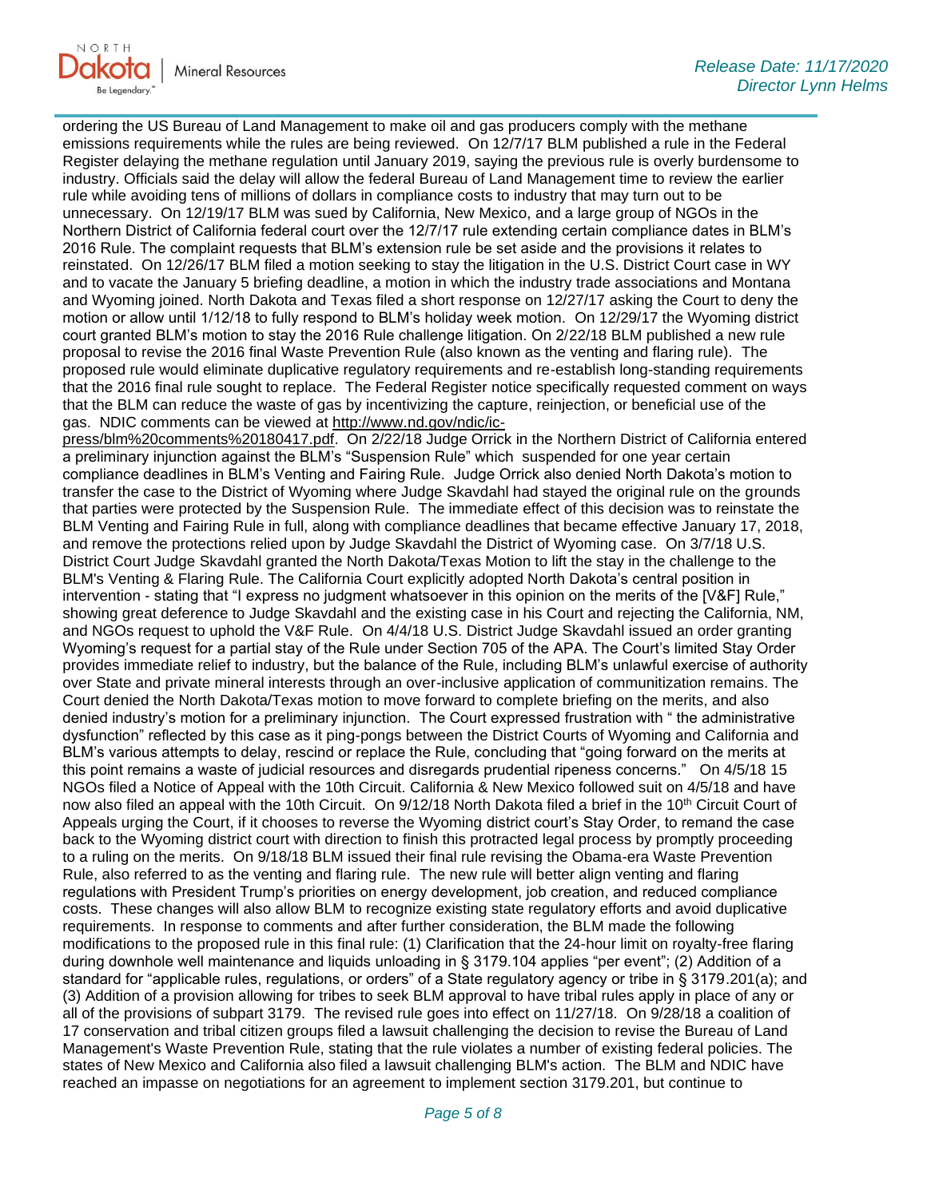ordering the US Bureau of Land Management to make oil and gas producers comply with the methane emissions requirements while the rules are being reviewed. On 12/7/17 BLM published a rule in the Federal Register delaying the methane regulation until January 2019, saying the previous rule is overly burdensome to industry. Officials said the delay will allow the federal Bureau of Land Management time to review the earlier rule while avoiding tens of millions of dollars in compliance costs to industry that may turn out to be unnecessary. On 12/19/17 BLM was sued by California, New Mexico, and a large group of NGOs in the Northern District of California federal court over the 12/7/17 rule extending certain compliance dates in BLM's 2016 Rule. The complaint requests that BLM's extension rule be set aside and the provisions it relates to reinstated. On 12/26/17 BLM filed a motion seeking to stay the litigation in the U.S. District Court case in WY and to vacate the January 5 briefing deadline, a motion in which the industry trade associations and Montana and Wyoming joined. North Dakota and Texas filed a short response on 12/27/17 asking the Court to deny the motion or allow until 1/12/18 to fully respond to BLM's holiday week motion. On 12/29/17 the Wyoming district court granted BLM's motion to stay the 2016 Rule challenge litigation. On 2/22/18 BLM published a new rule proposal to revise the 2016 final Waste Prevention Rule (also known as the venting and flaring rule). The proposed rule would eliminate duplicative regulatory requirements and re-establish long-standing requirements that the 2016 final rule sought to replace. The Federal Register notice specifically requested comment on ways that the BLM can reduce the waste of gas by incentivizing the capture, reinjection, or beneficial use of the gas. NDIC comments can be viewed at http://www.nd.gov/ndic/ic-press/blm%20comments%20180417.pdf. On 2/22/18 Judge Orrick in the Northern District of California entered a preliminary injunction against the BLM's "Suspension Rule" which suspended for one year certain compliance deadlines in BLM's Venting and Fairing Rule. Judge Orrick also denied North Dakota's motion to transfer the case to the District of Wyoming where Judge Skavdahl had stayed the original rule on the grounds that parties were protected by the Suspension Rule. The immediate effect of this decision was to reinstate the BLM Venting and Fairing Rule in full, along with compliance deadlines that became effective January 17, 2018, and remove the protections relied upon by Judge Skavdahl the District of Wyoming case. On 3/7/18 U.S. District Court Judge Skavdahl granted the North Dakota/Texas Motion to lift the stay in the challenge to the BLM's Venting & Flaring Rule. The California Court explicitly adopted North Dakota's central position in intervention - stating that "I express no judgment whatsoever in this opinion on the merits of the [V&F] Rule," showing great deference to Judge Skavdahl and the existing case in his Court and rejecting the California, NM, and NGOs request to uphold the V&F Rule. On 4/4/18 U.S. District Judge Skavdahl issued an order granting Wyoming's request for a partial stay of the Rule under Section 705 of the APA. The Court's limited Stay Order provides immediate relief to industry, but the balance of the Rule, including BLM's unlawful exercise of authority over State and private mineral interests through an over-inclusive application of communitization remains. The Court denied the North Dakota/Texas motion to move forward to complete briefing on the merits, and also denied industry's motion for a preliminary injunction. The Court expressed frustration with " the administrative dysfunction" reflected by this case as it ping-pongs between the District Courts of Wyoming and California and BLM's various attempts to delay, rescind or replace the Rule, concluding that "going forward on the merits at this point remains a waste of judicial resources and disregards prudential ripeness concerns." On 4/5/18 15 NGOs filed a Notice of Appeal with the 10th Circuit. California & New Mexico followed suit on 4/5/18 and have now also filed an appeal with the 10th Circuit. On 9/12/18 North Dakota filed a brief in the 10th Circuit Court of Appeals urging the Court, if it chooses to reverse the Wyoming district court's Stay Order, to remand the case back to the Wyoming district court with direction to finish this protracted legal process by promptly proceeding to a ruling on the merits. On 9/18/18 BLM issued their final rule revising the Obama-era Waste Prevention Rule, also referred to as the venting and flaring rule. The new rule will better align venting and flaring regulations with President Trump's priorities on energy development, job creation, and reduced compliance costs. These changes will also allow BLM to recognize existing state regulatory efforts and avoid duplicative requirements. In response to comments and after further consideration, the BLM made the following modifications to the proposed rule in this final rule: (1) Clarification that the 24-hour limit on royalty-free flaring during downhole well maintenance and liquids unloading in § 3179.104 applies "per event"; (2) Addition of a standard for "applicable rules, regulations, or orders" of a State regulatory agency or tribe in § 3179.201(a); and (3) Addition of a provision allowing for tribes to seek BLM approval to have tribal rules apply in place of any or all of the provisions of subpart 3179. The revised rule goes into effect on 11/27/18. On 9/28/18 a coalition of 17 conservation and tribal citizen groups filed a lawsuit challenging the decision to revise the Bureau of Land Management's Waste Prevention Rule, stating that the rule violates a number of existing federal policies. The states of New Mexico and California also filed a lawsuit challenging BLM's action. The BLM and NDIC have reached an impasse on negotiations for an agreement to implement section 3179.201, but continue to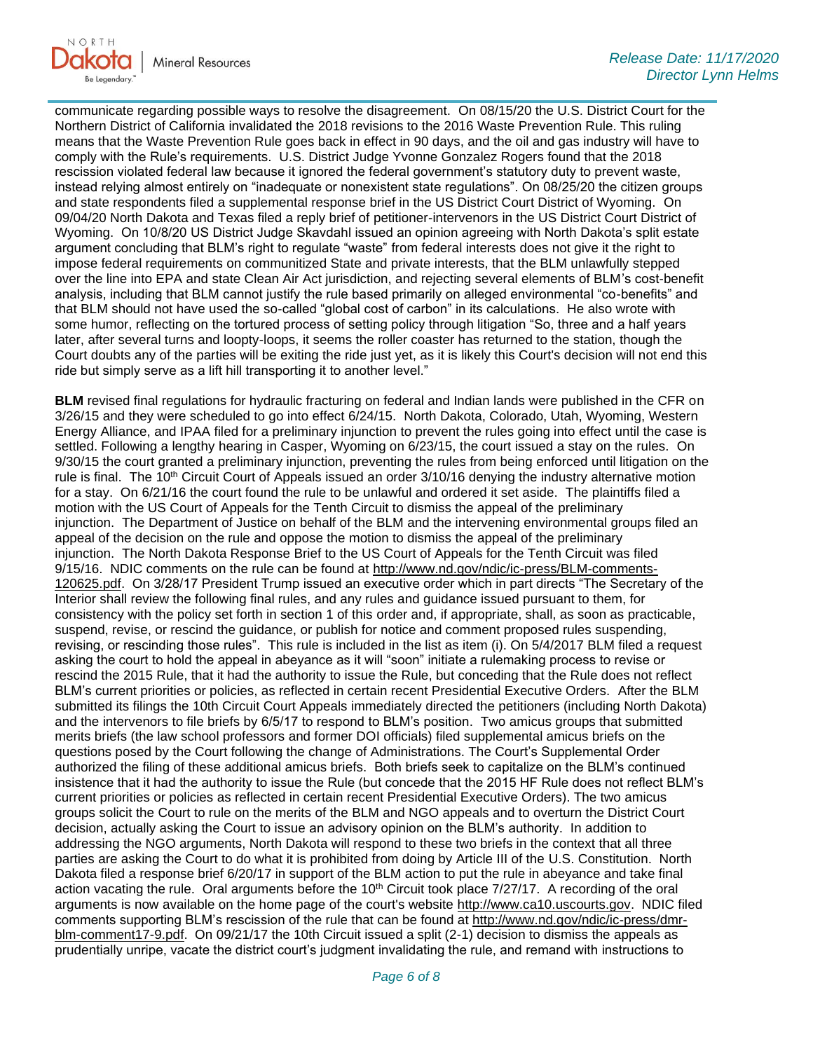communicate regarding possible ways to resolve the disagreement. On 08/15/20 the U.S. District Court for the Northern District of California invalidated the 2018 revisions to the 2016 Waste Prevention Rule. This ruling means that the Waste Prevention Rule goes back in effect in 90 days, and the oil and gas industry will have to comply with the Rule's requirements. U.S. District Judge Yvonne Gonzalez Rogers found that the 2018 rescission violated federal law because it ignored the federal government's statutory duty to prevent waste, instead relying almost entirely on "inadequate or nonexistent state regulations". On 08/25/20 the citizen groups and state respondents filed a supplemental response brief in the US District Court District of Wyoming. On 09/04/20 North Dakota and Texas filed a reply brief of petitioner-intervenors in the US District Court District of Wyoming. On 10/8/20 US District Judge Skavdahl issued an opinion agreeing with North Dakota's split estate argument concluding that BLM's right to regulate "waste" from federal interests does not give it the right to impose federal requirements on communitized State and private interests, that the BLM unlawfully stepped over the line into EPA and state Clean Air Act jurisdiction, and rejecting several elements of BLM's cost-benefit analysis, including that BLM cannot justify the rule based primarily on alleged environmental "co-benefits" and that BLM should not have used the so-called "global cost of carbon" in its calculations. He also wrote with some humor, reflecting on the tortured process of setting policy through litigation "So, three and a half years later, after several turns and loopty-loops, it seems the roller coaster has returned to the station, though the Court doubts any of the parties will be exiting the ride just yet, as it is likely this Court's decision will not end this ride but simply serve as a lift hill transporting it to another level."

**BLM** revised final regulations for hydraulic fracturing on federal and Indian lands were published in the CFR on 3/26/15 and they were scheduled to go into effect 6/24/15. North Dakota, Colorado, Utah, Wyoming, Western Energy Alliance, and IPAA filed for a preliminary injunction to prevent the rules going into effect until the case is settled. Following a lengthy hearing in Casper, Wyoming on 6/23/15, the court issued a stay on the rules. On 9/30/15 the court granted a preliminary injunction, preventing the rules from being enforced until litigation on the rule is final. The 10th Circuit Court of Appeals issued an order 3/10/16 denying the industry alternative motion for a stay. On 6/21/16 the court found the rule to be unlawful and ordered it set aside. The plaintiffs filed a motion with the US Court of Appeals for the Tenth Circuit to dismiss the appeal of the preliminary injunction. The Department of Justice on behalf of the BLM and the intervening environmental groups filed an appeal of the decision on the rule and oppose the motion to dismiss the appeal of the preliminary injunction. The North Dakota Response Brief to the US Court of Appeals for the Tenth Circuit was filed 9/15/16. NDIC comments on the rule can be found at http://www.nd.gov/ndic/ic-press/BLM-comments-120625.pdf. On 3/28/17 President Trump issued an executive order which in part directs "The Secretary of the Interior shall review the following final rules, and any rules and guidance issued pursuant to them, for consistency with the policy set forth in section 1 of this order and, if appropriate, shall, as soon as practicable, suspend, revise, or rescind the guidance, or publish for notice and comment proposed rules suspending, revising, or rescinding those rules". This rule is included in the list as item (i). On 5/4/2017 BLM filed a request asking the court to hold the appeal in abeyance as it will "soon" initiate a rulemaking process to revise or rescind the 2015 Rule, that it had the authority to issue the Rule, but conceding that the Rule does not reflect BLM's current priorities or policies, as reflected in certain recent Presidential Executive Orders. After the BLM submitted its filings the 10th Circuit Court Appeals immediately directed the petitioners (including North Dakota) and the intervenors to file briefs by 6/5/17 to respond to BLM's position. Two amicus groups that submitted merits briefs (the law school professors and former DOI officials) filed supplemental amicus briefs on the questions posed by the Court following the change of Administrations. The Court's Supplemental Order authorized the filing of these additional amicus briefs. Both briefs seek to capitalize on the BLM's continued insistence that it had the authority to issue the Rule (but concede that the 2015 HF Rule does not reflect BLM's current priorities or policies as reflected in certain recent Presidential Executive Orders). The two amicus groups solicit the Court to rule on the merits of the BLM and NGO appeals and to overturn the District Court decision, actually asking the Court to issue an advisory opinion on the BLM's authority. In addition to addressing the NGO arguments, North Dakota will respond to these two briefs in the context that all three parties are asking the Court to do what it is prohibited from doing by Article III of the U.S. Constitution. North Dakota filed a response brief 6/20/17 in support of the BLM action to put the rule in abeyance and take final action vacating the rule. Oral arguments before the 10th Circuit took place 7/27/17. A recording of the oral arguments is now available on the home page of the court's website http://www.ca10.uscourts.gov. NDIC filed comments supporting BLM's rescission of the rule that can be found at http://www.nd.gov/ndic/ic-press/dmr-blm-comment17-9.pdf. On 09/21/17 the 10th Circuit issued a split (2-1) decision to dismiss the appeals as prudentially unripe, vacate the district court's judgment invalidating the rule, and remand with instructions to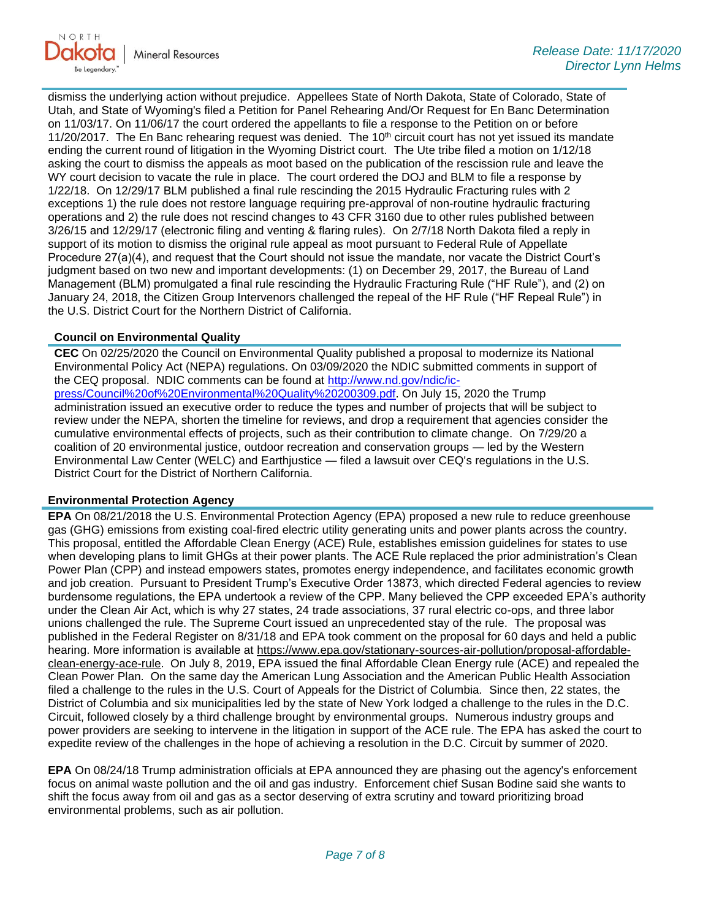dismiss the underlying action without prejudice. Appellees State of North Dakota, State of Colorado, State of Utah, and State of Wyoming's filed a Petition for Panel Rehearing And/Or Request for En Banc Determination on 11/03/17. On 11/06/17 the court ordered the appellants to file a response to the Petition on or before 11/20/2017. The En Banc rehearing request was denied. The 10th circuit court has not yet issued its mandate ending the current round of litigation in the Wyoming District court. The Ute tribe filed a motion on 1/12/18 asking the court to dismiss the appeals as moot based on the publication of the rescission rule and leave the WY court decision to vacate the rule in place. The court ordered the DOJ and BLM to file a response by 1/22/18. On 12/29/17 BLM published a final rule rescinding the 2015 Hydraulic Fracturing rules with 2 exceptions 1) the rule does not restore language requiring pre-approval of non-routine hydraulic fracturing operations and 2) the rule does not rescind changes to 43 CFR 3160 due to other rules published between 3/26/15 and 12/29/17 (electronic filing and venting & flaring rules). On 2/7/18 North Dakota filed a reply in support of its motion to dismiss the original rule appeal as moot pursuant to Federal Rule of Appellate Procedure 27(a)(4), and request that the Court should not issue the mandate, nor vacate the District Court's judgment based on two new and important developments: (1) on December 29, 2017, the Bureau of Land Management (BLM) promulgated a final rule rescinding the Hydraulic Fracturing Rule ("HF Rule"), and (2) on January 24, 2018, the Citizen Group Intervenors challenged the repeal of the HF Rule ("HF Repeal Rule") in the U.S. District Court for the Northern District of California.

**Council on Environmental Quality**

**CEC** On 02/25/2020 the Council on Environmental Quality published a proposal to modernize its National Environmental Policy Act (NEPA) regulations. On 03/09/2020 the NDIC submitted comments in support of the CEQ proposal. NDIC comments can be found at [http://www.nd.gov/ndic/ic-press/Council%20of%20Environmental%20Quality%20200309.pdf](http://www.nd.gov/ndic/ic-press/Council%20of%20Environmental%20Quality%20200309.pdf). On July 15, 2020 the Trump administration issued an executive order to reduce the types and number of projects that will be subject to review under the NEPA, shorten the timeline for reviews, and drop a requirement that agencies consider the cumulative environmental effects of projects, such as their contribution to climate change. On 7/29/20 a coalition of 20 environmental justice, outdoor recreation and conservation groups — led by the Western Environmental Law Center (WELC) and Earthjustice — filed a lawsuit over CEQ's regulations in the U.S. District Court for the District of Northern California.

**Environmental Protection Agency**

**EPA** On 08/21/2018 the U.S. Environmental Protection Agency (EPA) proposed a new rule to reduce greenhouse gas (GHG) emissions from existing coal-fired electric utility generating units and power plants across the country. This proposal, entitled the Affordable Clean Energy (ACE) Rule, establishes emission guidelines for states to use when developing plans to limit GHGs at their power plants. The ACE Rule replaced the prior administration's Clean Power Plan (CPP) and instead empowers states, promotes energy independence, and facilitates economic growth and job creation. Pursuant to President Trump's Executive Order 13873, which directed Federal agencies to review burdensome regulations, the EPA undertook a review of the CPP. Many believed the CPP exceeded EPA's authority under the Clean Air Act, which is why 27 states, 24 trade associations, 37 rural electric co-ops, and three labor unions challenged the rule. The Supreme Court issued an unprecedented stay of the rule. The proposal was published in the Federal Register on 8/31/18 and EPA took comment on the proposal for 60 days and held a public hearing. More information is available at [https://www.epa.gov/stationary-sources-air-pollution/proposal-affordable-clean-energy-ace-rule](https://www.epa.gov/stationary-sources-air-pollution/proposal-affordable-clean-energy-ace-rule). On July 8, 2019, EPA issued the final Affordable Clean Energy rule (ACE) and repealed the Clean Power Plan. On the same day the American Lung Association and the American Public Health Association filed a challenge to the rules in the U.S. Court of Appeals for the District of Columbia. Since then, 22 states, the District of Columbia and six municipalities led by the state of New York lodged a challenge to the rules in the D.C. Circuit, followed closely by a third challenge brought by environmental groups. Numerous industry groups and power providers are seeking to intervene in the litigation in support of the ACE rule. The EPA has asked the court to expedite review of the challenges in the hope of achieving a resolution in the D.C. Circuit by summer of 2020.

**EPA** On 08/24/18 Trump administration officials at EPA announced they are phasing out the agency's enforcement focus on animal waste pollution and the oil and gas industry. Enforcement chief Susan Bodine said she wants to shift the focus away from oil and gas as a sector deserving of extra scrutiny and toward prioritizing broad environmental problems, such as air pollution.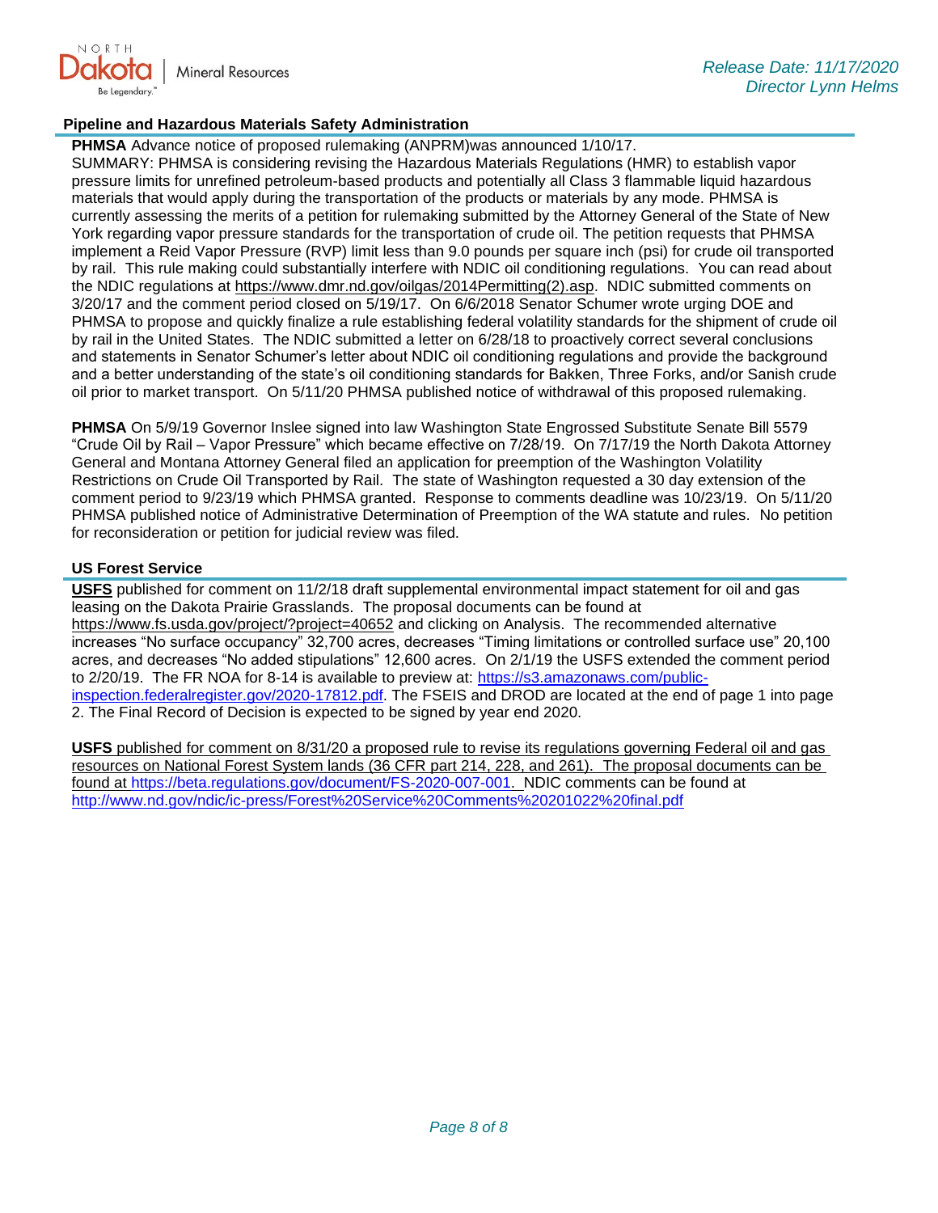## Pipeline and Hazardous Materials Safety Administration

**PHMSA** Advance notice of proposed rulemaking (ANPRM)was announced 1/10/17.
SUMMARY: PHMSA is considering revising the Hazardous Materials Regulations (HMR) to establish vapor pressure limits for unrefined petroleum-based products and potentially all Class 3 flammable liquid hazardous materials that would apply during the transportation of the products or materials by any mode. PHMSA is currently assessing the merits of a petition for rulemaking submitted by the Attorney General of the State of New York regarding vapor pressure standards for the transportation of crude oil. The petition requests that PHMSA implement a Reid Vapor Pressure (RVP) limit less than 9.0 pounds per square inch (psi) for crude oil transported by rail. This rule making could substantially interfere with NDIC oil conditioning regulations. You can read about the NDIC regulations at https://www.dmr.nd.gov/oilgas/2014Permitting(2).asp. NDIC submitted comments on 3/20/17 and the comment period closed on 5/19/17. On 6/6/2018 Senator Schumer wrote urging DOE and PHMSA to propose and quickly finalize a rule establishing federal volatility standards for the shipment of crude oil by rail in the United States. The NDIC submitted a letter on 6/28/18 to proactively correct several conclusions and statements in Senator Schumer's letter about NDIC oil conditioning regulations and provide the background and a better understanding of the state's oil conditioning standards for Bakken, Three Forks, and/or Sanish crude oil prior to market transport. On 5/11/20 PHMSA published notice of withdrawal of this proposed rulemaking.

**PHMSA** On 5/9/19 Governor Inslee signed into law Washington State Engrossed Substitute Senate Bill 5579 "Crude Oil by Rail – Vapor Pressure" which became effective on 7/28/19. On 7/17/19 the North Dakota Attorney General and Montana Attorney General filed an application for preemption of the Washington Volatility Restrictions on Crude Oil Transported by Rail. The state of Washington requested a 30 day extension of the comment period to 9/23/19 which PHMSA granted. Response to comments deadline was 10/23/19. On 5/11/20 PHMSA published notice of Administrative Determination of Preemption of the WA statute and rules. No petition for reconsideration or petition for judicial review was filed.

## US Forest Service

**USFS** published for comment on 11/2/18 draft supplemental environmental impact statement for oil and gas leasing on the Dakota Prairie Grasslands. The proposal documents can be found at https://www.fs.usda.gov/project/?project=40652 and clicking on Analysis. The recommended alternative increases "No surface occupancy" 32,700 acres, decreases "Timing limitations or controlled surface use" 20,100 acres, and decreases "No added stipulations" 12,600 acres. On 2/1/19 the USFS extended the comment period to 2/20/19. The FR NOA for 8-14 is available to preview at: https://s3.amazonaws.com/public-inspection.federalregister.gov/2020-17812.pdf. The FSEIS and DROD are located at the end of page 1 into page 2. The Final Record of Decision is expected to be signed by year end 2020.

**USFS** published for comment on 8/31/20 a proposed rule to revise its regulations governing Federal oil and gas resources on National Forest System lands (36 CFR part 214, 228, and 261). The proposal documents can be found at https://beta.regulations.gov/document/FS-2020-007-001. NDIC comments can be found at http://www.nd.gov/ndic/ic-press/Forest%20Service%20Comments%20201022%20final.pdf